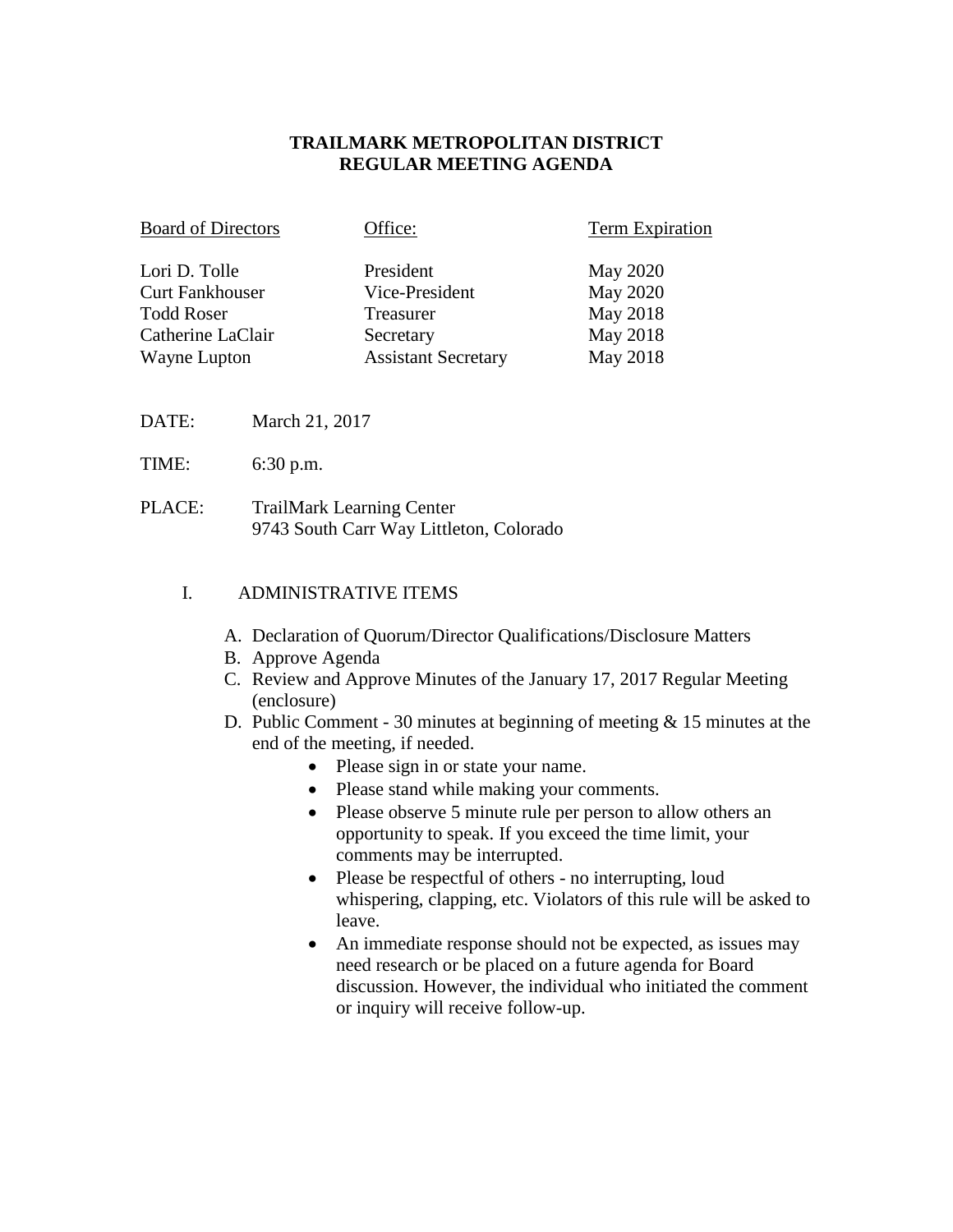# TRAILMARK METROPOLITAN DISTRICT
## REGULAR MEETING AGENDA

| Board of Directors | Office: | Term Expiration |
|---|---|---|
| Lori D. Tolle | President | May 2020 |
| Curt Fankhouser | Vice-President | May 2020 |
| Todd Roser | Treasurer | May 2018 |
| Catherine LaClair | Secretary | May 2018 |
| Wayne Lupton | Assistant Secretary | May 2018 |

DATE: March 21, 2017

TIME: 6:30 p.m.

PLACE: TrailMark Learning Center
9743 South Carr Way Littleton, Colorado

I. ADMINISTRATIVE ITEMS

A. Declaration of Quorum/Director Qualifications/Disclosure Matters
B. Approve Agenda
C. Review and Approve Minutes of the January 17, 2017 Regular Meeting (enclosure)
D. Public Comment - 30 minutes at beginning of meeting & 15 minutes at the end of the meeting, if needed.
   - Please sign in or state your name.
   - Please stand while making your comments.
   - Please observe 5 minute rule per person to allow others an opportunity to speak. If you exceed the time limit, your comments may be interrupted.
   - Please be respectful of others - no interrupting, loud whispering, clapping, etc. Violators of this rule will be asked to leave.
   - An immediate response should not be expected, as issues may need research or be placed on a future agenda for Board discussion. However, the individual who initiated the comment or inquiry will receive follow-up.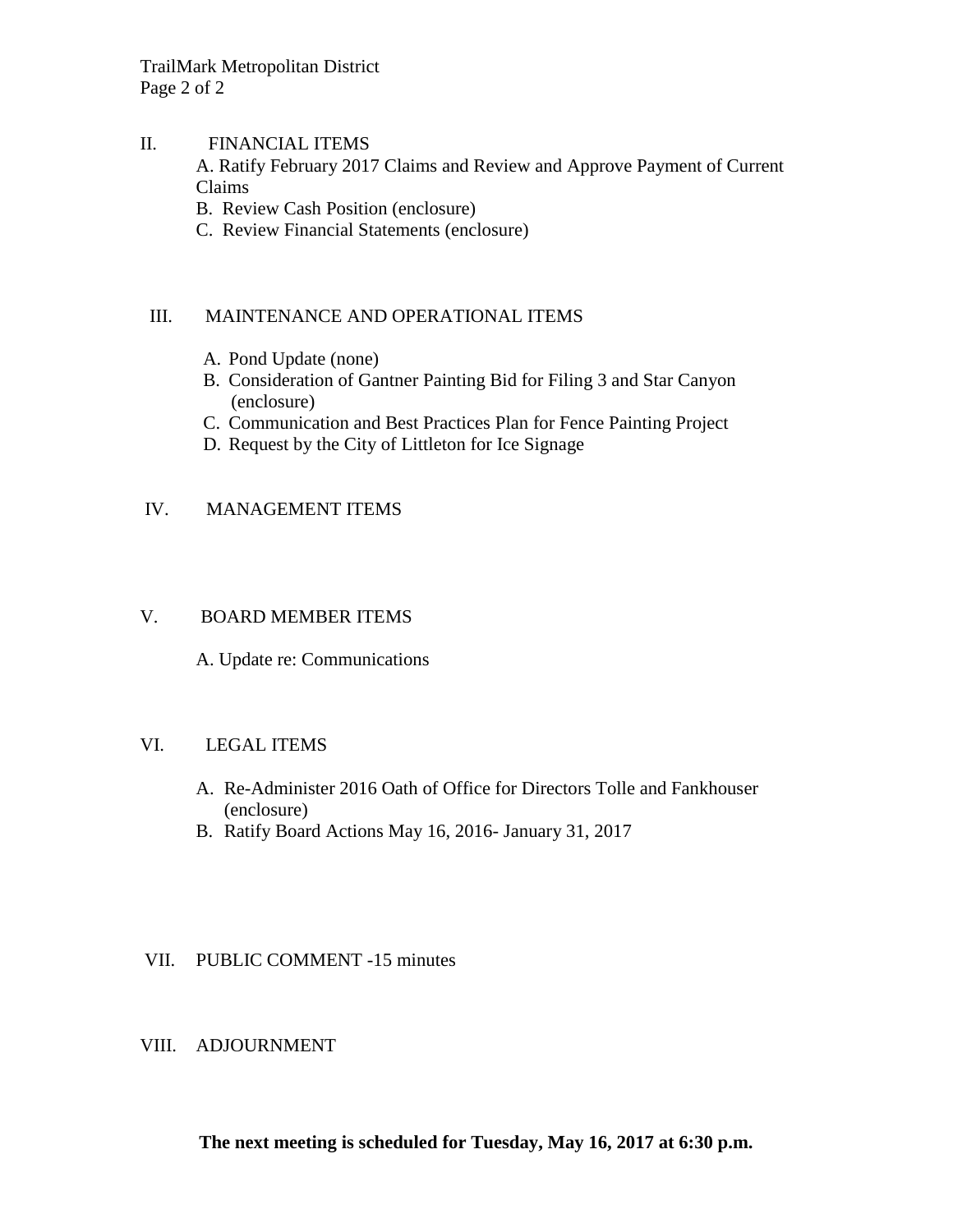II. FINANCIAL ITEMS

A. Ratify February 2017 Claims and Review and Approve Payment of Current Claims
B. Review Cash Position (enclosure)
C. Review Financial Statements (enclosure)

III. MAINTENANCE AND OPERATIONAL ITEMS

A. Pond Update (none)
B. Consideration of Gantner Painting Bid for Filing 3 and Star Canyon (enclosure)
C. Communication and Best Practices Plan for Fence Painting Project
D. Request by the City of Littleton for Ice Signage

IV. MANAGEMENT ITEMS

V. BOARD MEMBER ITEMS

A. Update re: Communications

VI. LEGAL ITEMS

A. Re-Administer 2016 Oath of Office for Directors Tolle and Fankhouser (enclosure)
B. Ratify Board Actions May 16, 2016- January 31, 2017

VII. PUBLIC COMMENT -15 minutes

VIII. ADJOURNMENT

**The next meeting is scheduled for Tuesday, May 16, 2017 at 6:30 p.m.**